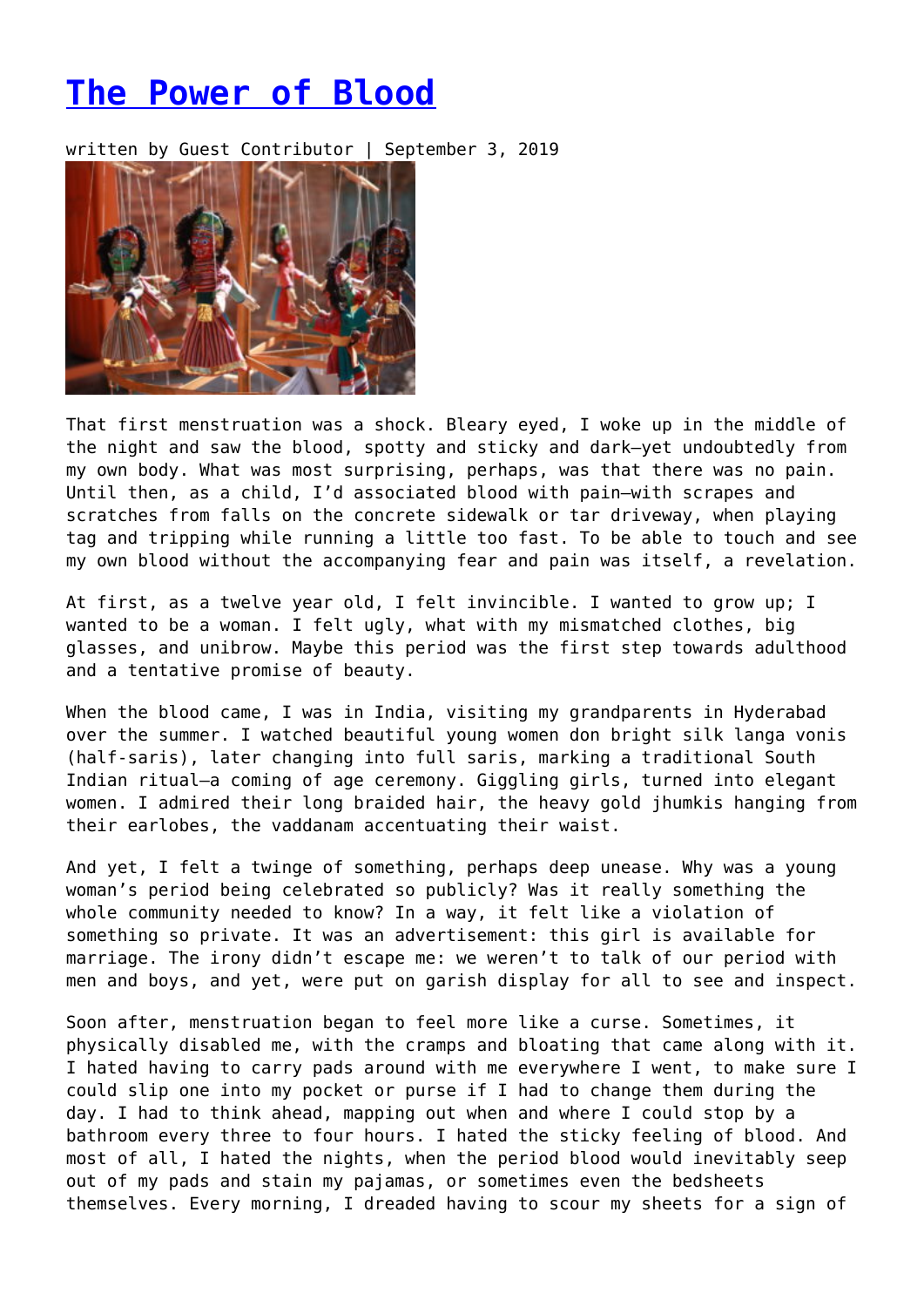# [The Power of Blood]()

written by Guest Contributor | September 3, 2019

That first menstruation was a shock. Bleary eyed, I woke up in the middle of the night and saw the blood, spotty and sticky and dark—yet undoubtedly from my own body. What was most surprising, perhaps, was that there was no pain. Until then, as a child, I'd associated blood with pain—with scrapes and scratches from falls on the concrete sidewalk or tar driveway, when playing tag and tripping while running a little too fast. To be able to touch and see my own blood without the accompanying fear and pain was itself, a revelation.

At first, as a twelve year old, I felt invincible. I wanted to grow up; I wanted to be a woman. I felt ugly, what with my mismatched clothes, big glasses, and unibrow. Maybe this period was the first step towards adulthood and a tentative promise of beauty.

When the blood came, I was in India, visiting my grandparents in Hyderabad over the summer. I watched beautiful young women don bright silk langa vonis (half-saris), later changing into full saris, marking a traditional South Indian ritual—a coming of age ceremony. Giggling girls, turned into elegant women. I admired their long braided hair, the heavy gold jhumkis hanging from their earlobes, the vaddanam accentuating their waist.

And yet, I felt a twinge of something, perhaps deep unease. Why was a young woman's period being celebrated so publicly? Was it really something the whole community needed to know? In a way, it felt like a violation of something so private. It was an advertisement: this girl is available for marriage. The irony didn't escape me: we weren't to talk of our period with men and boys, and yet, were put on garish display for all to see and inspect.

Soon after, menstruation began to feel more like a curse. Sometimes, it physically disabled me, with the cramps and bloating that came along with it. I hated having to carry pads around with me everywhere I went, to make sure I could slip one into my pocket or purse if I had to change them during the day. I had to think ahead, mapping out when and where I could stop by a bathroom every three to four hours. I hated the sticky feeling of blood. And most of all, I hated the nights, when the period blood would inevitably seep out of my pads and stain my pajamas, or sometimes even the bedsheets themselves. Every morning, I dreaded having to scour my sheets for a sign of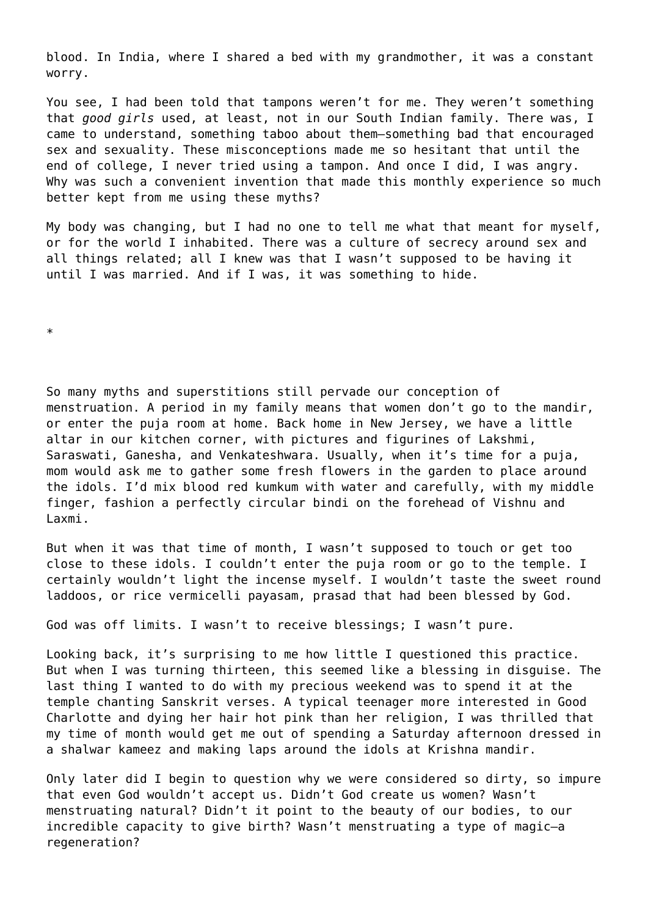blood. In India, where I shared a bed with my grandmother, it was a constant worry.

You see, I had been told that tampons weren't for me. They weren't something that *good girls* used, at least, not in our South Indian family. There was, I came to understand, something taboo about them—something bad that encouraged sex and sexuality. These misconceptions made me so hesitant that until the end of college, I never tried using a tampon. And once I did, I was angry. Why was such a convenient invention that made this monthly experience so much better kept from me using these myths?

My body was changing, but I had no one to tell me what that meant for myself, or for the world I inhabited. There was a culture of secrecy around sex and all things related; all I knew was that I wasn't supposed to be having it until I was married. And if I was, it was something to hide.

*

So many myths and superstitions still pervade our conception of menstruation. A period in my family means that women don't go to the mandir, or enter the puja room at home. Back home in New Jersey, we have a little altar in our kitchen corner, with pictures and figurines of Lakshmi, Saraswati, Ganesha, and Venkateshwara. Usually, when it's time for a puja, mom would ask me to gather some fresh flowers in the garden to place around the idols. I'd mix blood red kumkum with water and carefully, with my middle finger, fashion a perfectly circular bindi on the forehead of Vishnu and Laxmi.

But when it was that time of month, I wasn't supposed to touch or get too close to these idols. I couldn't enter the puja room or go to the temple. I certainly wouldn't light the incense myself. I wouldn't taste the sweet round laddoos, or rice vermicelli payasam, prasad that had been blessed by God.

God was off limits. I wasn't to receive blessings; I wasn't pure.

Looking back, it's surprising to me how little I questioned this practice. But when I was turning thirteen, this seemed like a blessing in disguise. The last thing I wanted to do with my precious weekend was to spend it at the temple chanting Sanskrit verses. A typical teenager more interested in Good Charlotte and dying her hair hot pink than her religion, I was thrilled that my time of month would get me out of spending a Saturday afternoon dressed in a shalwar kameez and making laps around the idols at Krishna mandir.

Only later did I begin to question why we were considered so dirty, so impure that even God wouldn't accept us. Didn't God create us women? Wasn't menstruating natural? Didn't it point to the beauty of our bodies, to our incredible capacity to give birth? Wasn't menstruating a type of magic—a regeneration?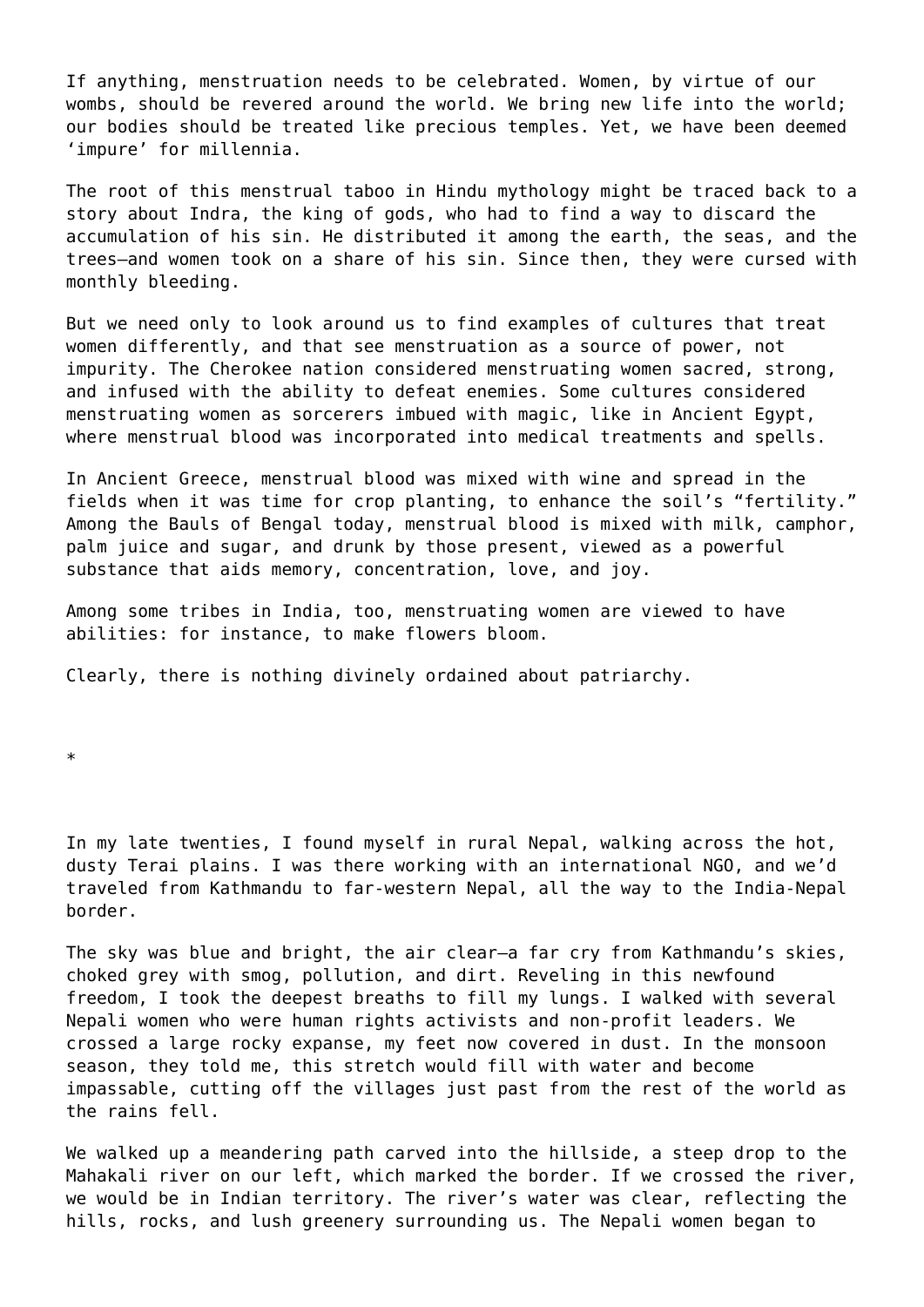If anything, menstruation needs to be celebrated. Women, by virtue of our wombs, should be revered around the world. We bring new life into the world; our bodies should be treated like precious temples. Yet, we have been deemed 'impure' for millennia.

The root of this menstrual taboo in Hindu mythology might be traced back to a story about Indra, the king of gods, who had to find a way to discard the accumulation of his sin. He distributed it among the earth, the seas, and the trees—and women took on a share of his sin. Since then, they were cursed with monthly bleeding.

But we need only to look around us to find examples of cultures that treat women differently, and that see menstruation as a source of power, not impurity. The Cherokee nation considered menstruating women sacred, strong, and infused with the ability to defeat enemies. Some cultures considered menstruating women as sorcerers imbued with magic, like in Ancient Egypt, where menstrual blood was incorporated into medical treatments and spells.

In Ancient Greece, menstrual blood was mixed with wine and spread in the fields when it was time for crop planting, to enhance the soil's "fertility." Among the Bauls of Bengal today, menstrual blood is mixed with milk, camphor, palm juice and sugar, and drunk by those present, viewed as a powerful substance that aids memory, concentration, love, and joy.

Among some tribes in India, too, menstruating women are viewed to have abilities: for instance, to make flowers bloom.

Clearly, there is nothing divinely ordained about patriarchy.

*

In my late twenties, I found myself in rural Nepal, walking across the hot, dusty Terai plains. I was there working with an international NGO, and we'd traveled from Kathmandu to far-western Nepal, all the way to the India-Nepal border.

The sky was blue and bright, the air clear—a far cry from Kathmandu's skies, choked grey with smog, pollution, and dirt. Reveling in this newfound freedom, I took the deepest breaths to fill my lungs. I walked with several Nepali women who were human rights activists and non-profit leaders. We crossed a large rocky expanse, my feet now covered in dust. In the monsoon season, they told me, this stretch would fill with water and become impassable, cutting off the villages just past from the rest of the world as the rains fell.

We walked up a meandering path carved into the hillside, a steep drop to the Mahakali river on our left, which marked the border. If we crossed the river, we would be in Indian territory. The river's water was clear, reflecting the hills, rocks, and lush greenery surrounding us. The Nepali women began to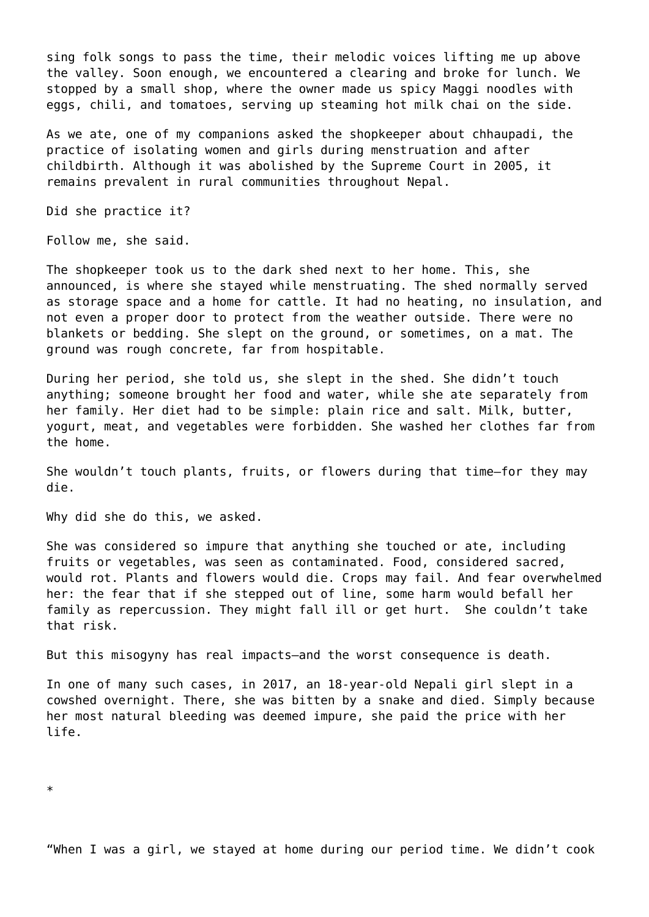sing folk songs to pass the time, their melodic voices lifting me up above the valley. Soon enough, we encountered a clearing and broke for lunch. We stopped by a small shop, where the owner made us spicy Maggi noodles with eggs, chili, and tomatoes, serving up steaming hot milk chai on the side.

As we ate, one of my companions asked the shopkeeper about chhaupadi, the practice of isolating women and girls during menstruation and after childbirth. Although it was abolished by the Supreme Court in 2005, it remains prevalent in rural communities throughout Nepal.

Did she practice it?

Follow me, she said.

The shopkeeper took us to the dark shed next to her home. This, she announced, is where she stayed while menstruating. The shed normally served as storage space and a home for cattle. It had no heating, no insulation, and not even a proper door to protect from the weather outside. There were no blankets or bedding. She slept on the ground, or sometimes, on a mat. The ground was rough concrete, far from hospitable.

During her period, she told us, she slept in the shed. She didn't touch anything; someone brought her food and water, while she ate separately from her family. Her diet had to be simple: plain rice and salt. Milk, butter, yogurt, meat, and vegetables were forbidden. She washed her clothes far from the home.

She wouldn't touch plants, fruits, or flowers during that time—for they may die.

Why did she do this, we asked.

She was considered so impure that anything she touched or ate, including fruits or vegetables, was seen as contaminated. Food, considered sacred, would rot. Plants and flowers would die. Crops may fail. And fear overwhelmed her: the fear that if she stepped out of line, some harm would befall her family as repercussion. They might fall ill or get hurt. She couldn't take that risk.

But this misogyny has real impacts—and the worst consequence is death.

In one of many such cases, in 2017, an 18-year-old Nepali girl slept in a cowshed overnight. There, she was bitten by a snake and died. Simply because her most natural bleeding was deemed impure, she paid the price with her life.

*

"When I was a girl, we stayed at home during our period time. We didn't cook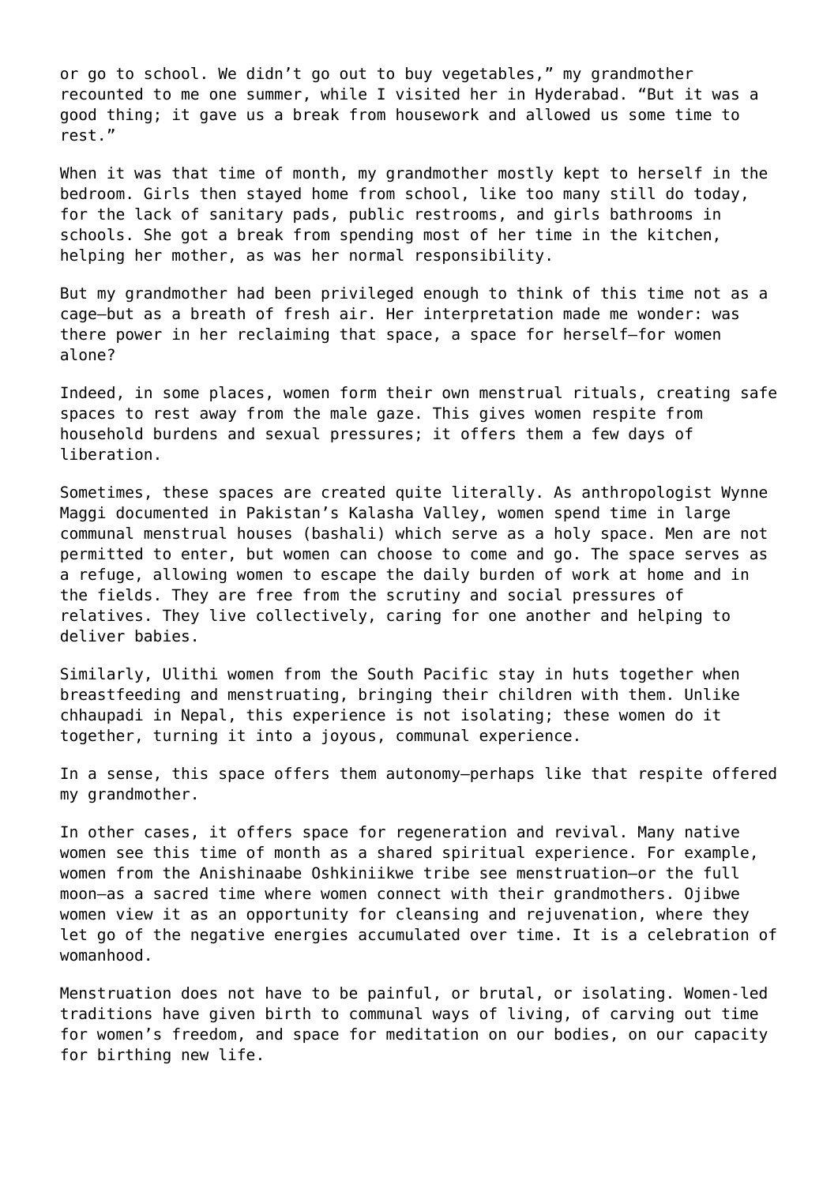or go to school. We didn't go out to buy vegetables," my grandmother recounted to me one summer, while I visited her in Hyderabad. "But it was a good thing; it gave us a break from housework and allowed us some time to rest."

When it was that time of month, my grandmother mostly kept to herself in the bedroom. Girls then stayed home from school, like too many still do today, for the lack of sanitary pads, public restrooms, and girls bathrooms in schools. She got a break from spending most of her time in the kitchen, helping her mother, as was her normal responsibility.

But my grandmother had been privileged enough to think of this time not as a cage—but as a breath of fresh air. Her interpretation made me wonder: was there power in her reclaiming that space, a space for herself—for women alone?

Indeed, in some places, women form their own menstrual rituals, creating safe spaces to rest away from the male gaze. This gives women respite from household burdens and sexual pressures; it offers them a few days of liberation.

Sometimes, these spaces are created quite literally. As anthropologist Wynne Maggi documented in Pakistan's Kalasha Valley, women spend time in large communal menstrual houses (bashali) which serve as a holy space. Men are not permitted to enter, but women can choose to come and go. The space serves as a refuge, allowing women to escape the daily burden of work at home and in the fields. They are free from the scrutiny and social pressures of relatives. They live collectively, caring for one another and helping to deliver babies.

Similarly, Ulithi women from the South Pacific stay in huts together when breastfeeding and menstruating, bringing their children with them. Unlike chhaupadi in Nepal, this experience is not isolating; these women do it together, turning it into a joyous, communal experience.

In a sense, this space offers them autonomy—perhaps like that respite offered my grandmother.

In other cases, it offers space for regeneration and revival. Many native women see this time of month as a shared spiritual experience. For example, women from the Anishinaabe Oshkiniikwe tribe see menstruation—or the full moon—as a sacred time where women connect with their grandmothers. Ojibwe women view it as an opportunity for cleansing and rejuvenation, where they let go of the negative energies accumulated over time. It is a celebration of womanhood.

Menstruation does not have to be painful, or brutal, or isolating. Women-led traditions have given birth to communal ways of living, of carving out time for women's freedom, and space for meditation on our bodies, on our capacity for birthing new life.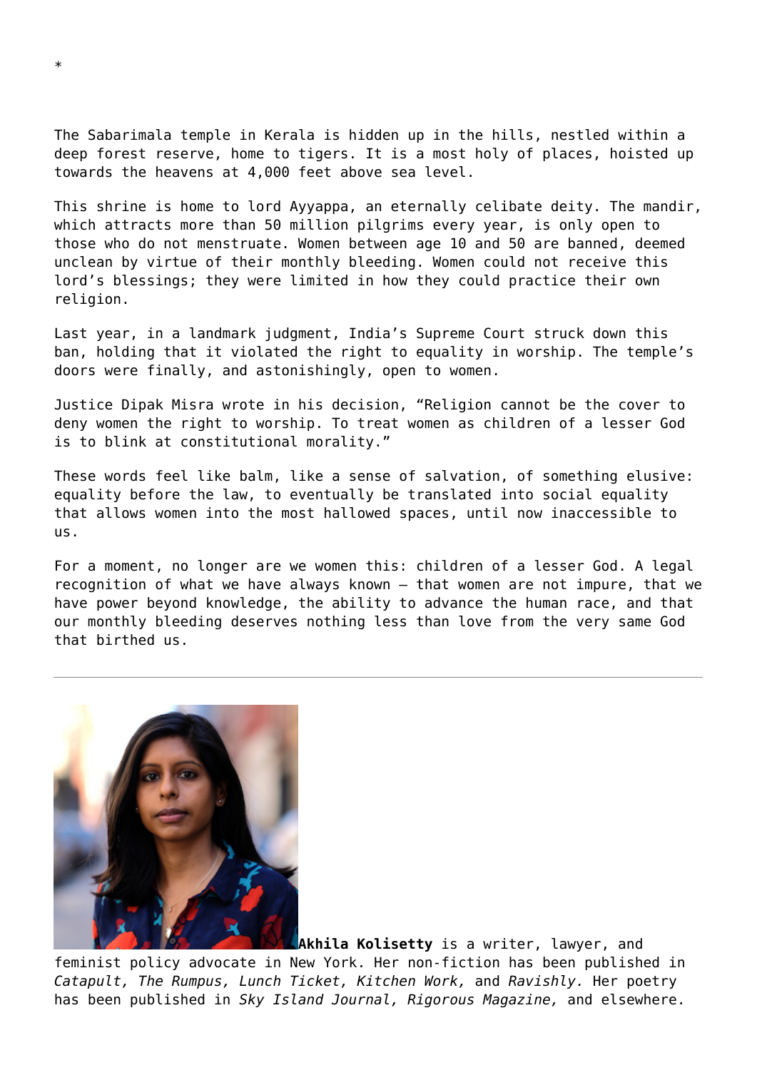*

The Sabarimala temple in Kerala is hidden up in the hills, nestled within a deep forest reserve, home to tigers. It is a most holy of places, hoisted up towards the heavens at 4,000 feet above sea level.

This shrine is home to lord Ayyappa, an eternally celibate deity. The mandir, which attracts more than 50 million pilgrims every year, is only open to those who do not menstruate. Women between age 10 and 50 are banned, deemed unclean by virtue of their monthly bleeding. Women could not receive this lord's blessings; they were limited in how they could practice their own religion.

Last year, in a landmark judgment, India's Supreme Court struck down this ban, holding that it violated the right to equality in worship. The temple's doors were finally, and astonishingly, open to women.

Justice Dipak Misra wrote in his decision, "Religion cannot be the cover to deny women the right to worship. To treat women as children of a lesser God is to blink at constitutional morality."

These words feel like balm, like a sense of salvation, of something elusive: equality before the law, to eventually be translated into social equality that allows women into the most hallowed spaces, until now inaccessible to us.

For a moment, no longer are we women this: children of a lesser God. A legal recognition of what we have always known – that women are not impure, that we have power beyond knowledge, the ability to advance the human race, and that our monthly bleeding deserves nothing less than love from the very same God that birthed us.

---

**Akhila Kolisetty** is a writer, lawyer, and feminist policy advocate in New York. Her non-fiction has been published in *Catapult, The Rumpus, Lunch Ticket, Kitchen Work,* and *Ravishly.* Her poetry has been published in *Sky Island Journal, Rigorous Magazine,* and elsewhere.